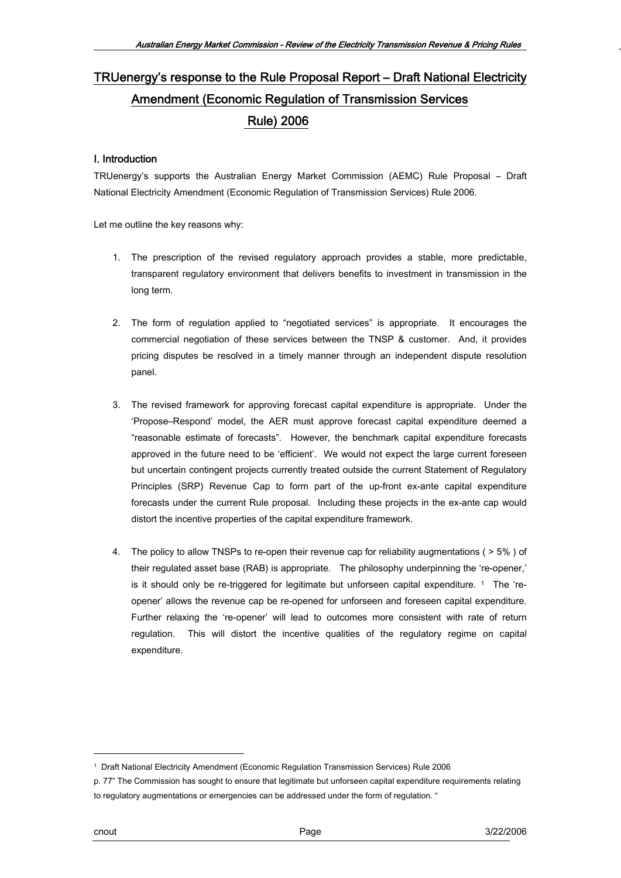# TRUenergy's response to the Rule Proposal Report – Draft National Electricity Amendment (Economic Regulation of Transmission Services Rule) 2006

## I. Introduction

TRUenergy's supports the Australian Energy Market Commission (AEMC) Rule Proposal – Draft National Electricity Amendment (Economic Regulation of Transmission Services) Rule 2006.

Let me outline the key reasons why:

1. The prescription of the revised regulatory approach provides a stable, more predictable, transparent regulatory environment that delivers benefits to investment in transmission in the long term.

2. The form of regulation applied to "negotiated services" is appropriate. It encourages the commercial negotiation of these services between the TNSP & customer. And, it provides pricing disputes be resolved in a timely manner through an independent dispute resolution panel.

3. The revised framework for approving forecast capital expenditure is appropriate. Under the 'Propose–Respond' model, the AER must approve forecast capital expenditure deemed a "reasonable estimate of forecasts". However, the benchmark capital expenditure forecasts approved in the future need to be 'efficient'. We would not expect the large current foreseen but uncertain contingent projects currently treated outside the current Statement of Regulatory Principles (SRP) Revenue Cap to form part of the up-front ex-ante capital expenditure forecasts under the current Rule proposal. Including these projects in the ex-ante cap would distort the incentive properties of the capital expenditure framework.

4. The policy to allow TNSPs to re-open their revenue cap for reliability augmentations ( > 5% ) of their regulated asset base (RAB) is appropriate. The philosophy underpinning the 're-opener,' is it should only be re-triggered for legitimate but unforseen capital expenditure. [1] The 're-opener' allows the revenue cap be re-opened for unforseen and foreseen capital expenditure. Further relaxing the 're-opener' will lead to outcomes more consistent with rate of return regulation. This will distort the incentive qualities of the regulatory regime on capital expenditure.

---

[1] Draft National Electricity Amendment (Economic Regulation Transmission Services) Rule 2006 p. 77" The Commission has sought to ensure that legitimate but unforseen capital expenditure requirements relating to regulatory augmentations or emergencies can be addressed under the form of regulation. "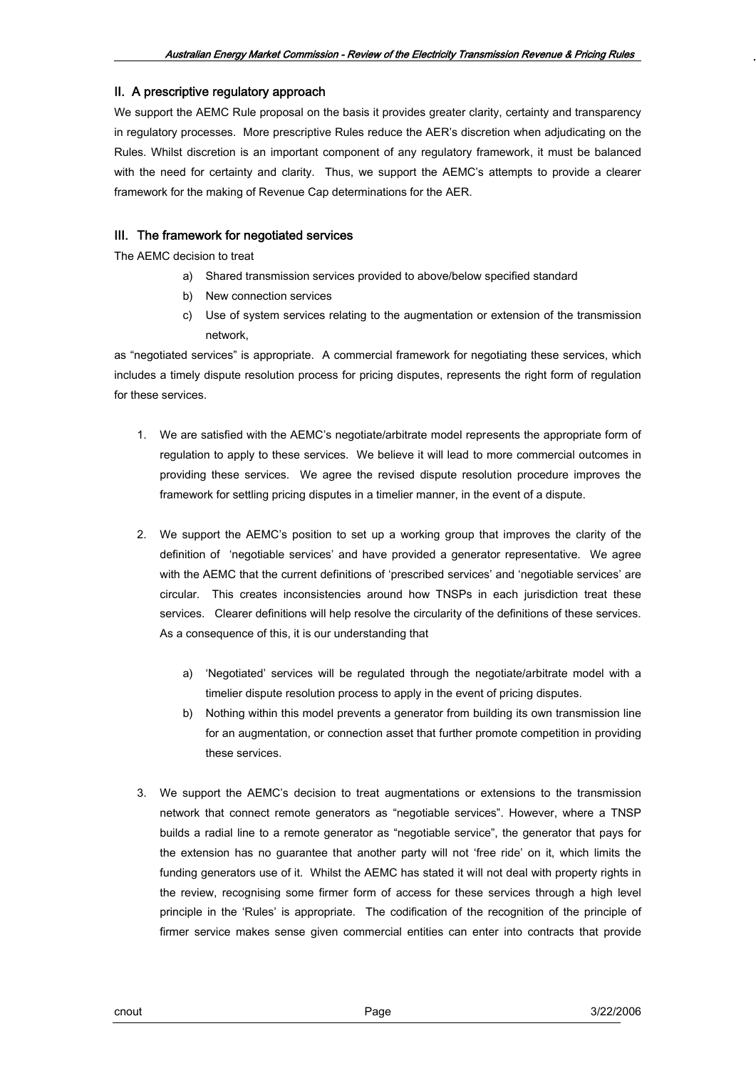## II. A prescriptive regulatory approach

We support the AEMC Rule proposal on the basis it provides greater clarity, certainty and transparency in regulatory processes. More prescriptive Rules reduce the AER's discretion when adjudicating on the Rules. Whilst discretion is an important component of any regulatory framework, it must be balanced with the need for certainty and clarity. Thus, we support the AEMC's attempts to provide a clearer framework for the making of Revenue Cap determinations for the AER.

## III. The framework for negotiated services

The AEMC decision to treat

a) Shared transmission services provided to above/below specified standard
b) New connection services
c) Use of system services relating to the augmentation or extension of the transmission network,

as "negotiated services" is appropriate. A commercial framework for negotiating these services, which includes a timely dispute resolution process for pricing disputes, represents the right form of regulation for these services.

1. We are satisfied with the AEMC's negotiate/arbitrate model represents the appropriate form of regulation to apply to these services. We believe it will lead to more commercial outcomes in providing these services. We agree the revised dispute resolution procedure improves the framework for settling pricing disputes in a timelier manner, in the event of a dispute.

2. We support the AEMC's position to set up a working group that improves the clarity of the definition of 'negotiable services' and have provided a generator representative. We agree with the AEMC that the current definitions of 'prescribed services' and 'negotiable services' are circular. This creates inconsistencies around how TNSPs in each jurisdiction treat these services. Clearer definitions will help resolve the circularity of the definitions of these services. As a consequence of this, it is our understanding that

   a) 'Negotiated' services will be regulated through the negotiate/arbitrate model with a timelier dispute resolution process to apply in the event of pricing disputes.
   b) Nothing within this model prevents a generator from building its own transmission line for an augmentation, or connection asset that further promote competition in providing these services.

3. We support the AEMC's decision to treat augmentations or extensions to the transmission network that connect remote generators as "negotiable services". However, where a TNSP builds a radial line to a remote generator as "negotiable service", the generator that pays for the extension has no guarantee that another party will not 'free ride' on it, which limits the funding generators use of it. Whilst the AEMC has stated it will not deal with property rights in the review, recognising some firmer form of access for these services through a high level principle in the 'Rules' is appropriate. The codification of the recognition of the principle of firmer service makes sense given commercial entities can enter into contracts that provide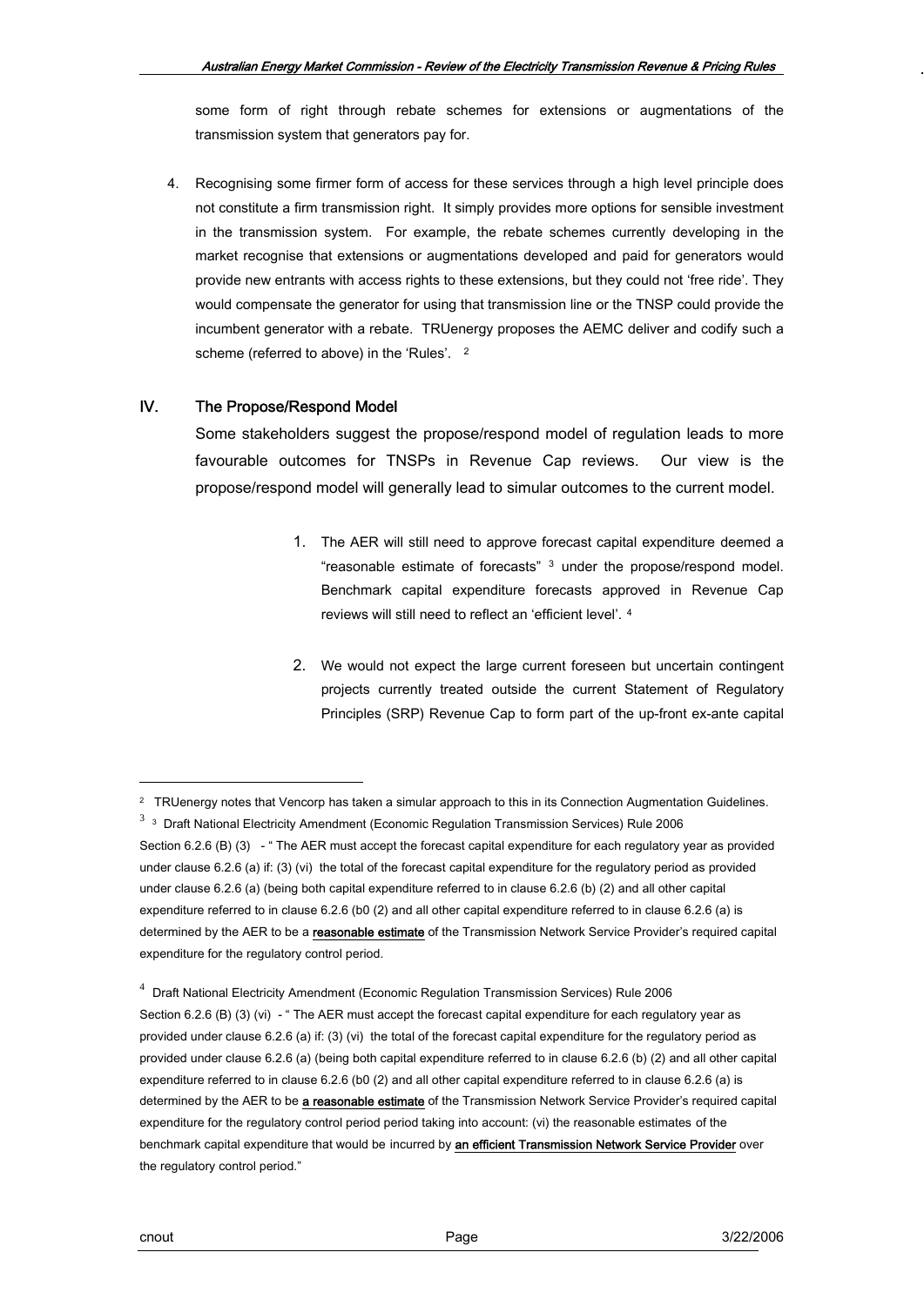some form of right through rebate schemes for extensions or augmentations of the transmission system that generators pay for.

4. Recognising some firmer form of access for these services through a high level principle does not constitute a firm transmission right. It simply provides more options for sensible investment in the transmission system. For example, the rebate schemes currently developing in the market recognise that extensions or augmentations developed and paid for generators would provide new entrants with access rights to these extensions, but they could not 'free ride'. They would compensate the generator for using that transmission line or the TNSP could provide the incumbent generator with a rebate. TRUenergy proposes the AEMC deliver and codify such a scheme (referred to above) in the 'Rules'. [2]

## IV. The Propose/Respond Model

Some stakeholders suggest the propose/respond model of regulation leads to more favourable outcomes for TNSPs in Revenue Cap reviews. Our view is the propose/respond model will generally lead to simular outcomes to the current model.

1. The AER will still need to approve forecast capital expenditure deemed a "reasonable estimate of forecasts" [3] under the propose/respond model. Benchmark capital expenditure forecasts approved in Revenue Cap reviews will still need to reflect an 'efficient level'. [4]

2. We would not expect the large current foreseen but uncertain contingent projects currently treated outside the current Statement of Regulatory Principles (SRP) Revenue Cap to form part of the up-front ex-ante capital

---

[2] TRUenergy notes that Vencorp has taken a simular approach to this in its Connection Augmentation Guidelines.

[3] [3] Draft National Electricity Amendment (Economic Regulation Transmission Services) Rule 2006
Section 6.2.6 (B) (3) - " The AER must accept the forecast capital expenditure for each regulatory year as provided under clause 6.2.6 (a) if: (3) (vi) the total of the forecast capital expenditure for the regulatory period as provided under clause 6.2.6 (a) (being both capital expenditure referred to in clause 6.2.6 (b) (2) and all other capital expenditure referred to in clause 6.2.6 (b0 (2) and all other capital expenditure referred to in clause 6.2.6 (a) is determined by the AER to be a **reasonable estimate** of the Transmission Network Service Provider's required capital expenditure for the regulatory control period.

[4] Draft National Electricity Amendment (Economic Regulation Transmission Services) Rule 2006
Section 6.2.6 (B) (3) (vi) - " The AER must accept the forecast capital expenditure for each regulatory year as provided under clause 6.2.6 (a) if: (3) (vi) the total of the forecast capital expenditure for the regulatory period as provided under clause 6.2.6 (a) (being both capital expenditure referred to in clause 6.2.6 (b) (2) and all other capital expenditure referred to in clause 6.2.6 (b0 (2) and all other capital expenditure referred to in clause 6.2.6 (a) is determined by the AER to be **a reasonable estimate** of the Transmission Network Service Provider's required capital expenditure for the regulatory control period period taking into account: (vi) the reasonable estimates of the benchmark capital expenditure that would be incurred by **an efficient Transmission Network Service Provider** over the regulatory control period."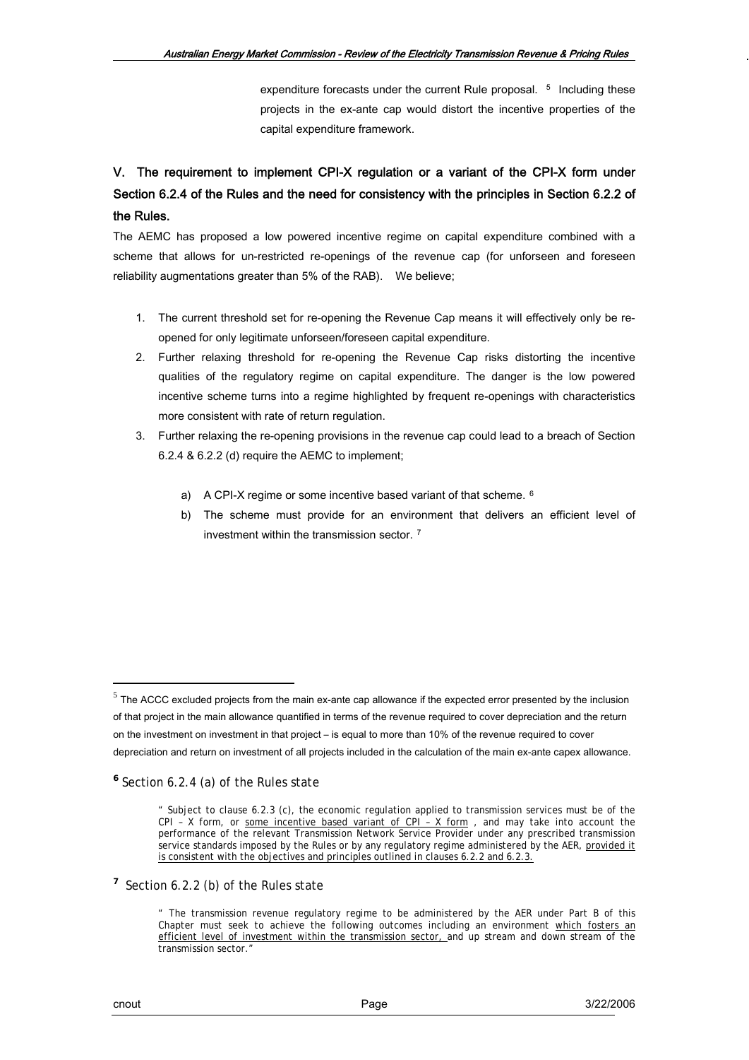expenditure forecasts under the current Rule proposal. [5] Including these projects in the ex-ante cap would distort the incentive properties of the capital expenditure framework.

## V. The requirement to implement CPI-X regulation or a variant of the CPI-X form under Section 6.2.4 of the Rules and the need for consistency with the principles in Section 6.2.2 of the Rules.

The AEMC has proposed a low powered incentive regime on capital expenditure combined with a scheme that allows for un-restricted re-openings of the revenue cap (for unforseen and foreseen reliability augmentations greater than 5% of the RAB). We believe;

1. The current threshold set for re-opening the Revenue Cap means it will effectively only be re-opened for only legitimate unforseen/foreseen capital expenditure.
2. Further relaxing threshold for re-opening the Revenue Cap risks distorting the incentive qualities of the regulatory regime on capital expenditure. The danger is the low powered incentive scheme turns into a regime highlighted by frequent re-openings with characteristics more consistent with rate of return regulation.
3. Further relaxing the re-opening provisions in the revenue cap could lead to a breach of Section 6.2.4 & 6.2.2 (d) require the AEMC to implement;

    a) A CPI-X regime or some incentive based variant of that scheme. [6]
    
    b) The scheme must provide for an environment that delivers an efficient level of investment within the transmission sector. [7]

---

[5] The ACCC excluded projects from the main ex-ante cap allowance if the expected error presented by the inclusion of that project in the main allowance quantified in terms of the revenue required to cover depreciation and the return on the investment on investment in that project – is equal to more than 10% of the revenue required to cover depreciation and return on investment of all projects included in the calculation of the main ex-ante capex allowance.

[6] Section 6.2.4 (a) of the Rules state

> " Subject to clause 6.2.3 (c), the economic regulation applied to transmission services must be of the CPI – X form, or some incentive based variant of CPI – X form , and may take into account the performance of the relevant Transmission Network Service Provider under any prescribed transmission service standards imposed by the Rules or by any regulatory regime administered by the AER, provided it is consistent with the objectives and principles outlined in clauses 6.2.2 and 6.2.3.

[7] Section 6.2.2 (b) of the Rules state

> " The transmission revenue regulatory regime to be administered by the AER under Part B of this Chapter must seek to achieve the following outcomes including an environment which fosters an efficient level of investment within the transmission sector, and up stream and down stream of the transmission sector."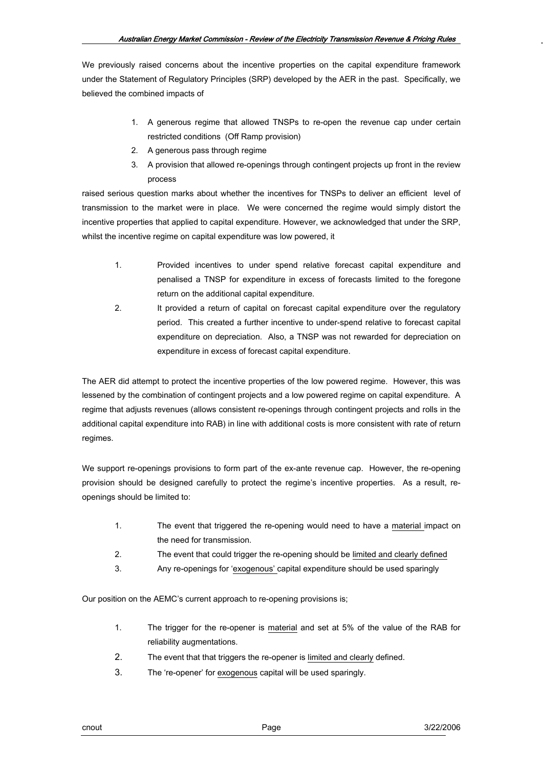We previously raised concerns about the incentive properties on the capital expenditure framework under the Statement of Regulatory Principles (SRP) developed by the AER in the past. Specifically, we believed the combined impacts of

1. A generous regime that allowed TNSPs to re-open the revenue cap under certain restricted conditions (Off Ramp provision)
2. A generous pass through regime
3. A provision that allowed re-openings through contingent projects up front in the review process

raised serious question marks about whether the incentives for TNSPs to deliver an efficient level of transmission to the market were in place. We were concerned the regime would simply distort the incentive properties that applied to capital expenditure. However, we acknowledged that under the SRP, whilst the incentive regime on capital expenditure was low powered, it

1. Provided incentives to under spend relative forecast capital expenditure and penalised a TNSP for expenditure in excess of forecasts limited to the foregone return on the additional capital expenditure.
2. It provided a return of capital on forecast capital expenditure over the regulatory period. This created a further incentive to under-spend relative to forecast capital expenditure on depreciation. Also, a TNSP was not rewarded for depreciation on expenditure in excess of forecast capital expenditure.

The AER did attempt to protect the incentive properties of the low powered regime. However, this was lessened by the combination of contingent projects and a low powered regime on capital expenditure. A regime that adjusts revenues (allows consistent re-openings through contingent projects and rolls in the additional capital expenditure into RAB) in line with additional costs is more consistent with rate of return regimes.

We support re-openings provisions to form part of the ex-ante revenue cap. However, the re-opening provision should be designed carefully to protect the regime's incentive properties. As a result, re-openings should be limited to:

1. The event that triggered the re-opening would need to have a material impact on the need for transmission.
2. The event that could trigger the re-opening should be limited and clearly defined
3. Any re-openings for 'exogenous' capital expenditure should be used sparingly

Our position on the AEMC's current approach to re-opening provisions is;

1. The trigger for the re-opener is material and set at 5% of the value of the RAB for reliability augmentations.
2. The event that that triggers the re-opener is limited and clearly defined.
3. The 're-opener' for exogenous capital will be used sparingly.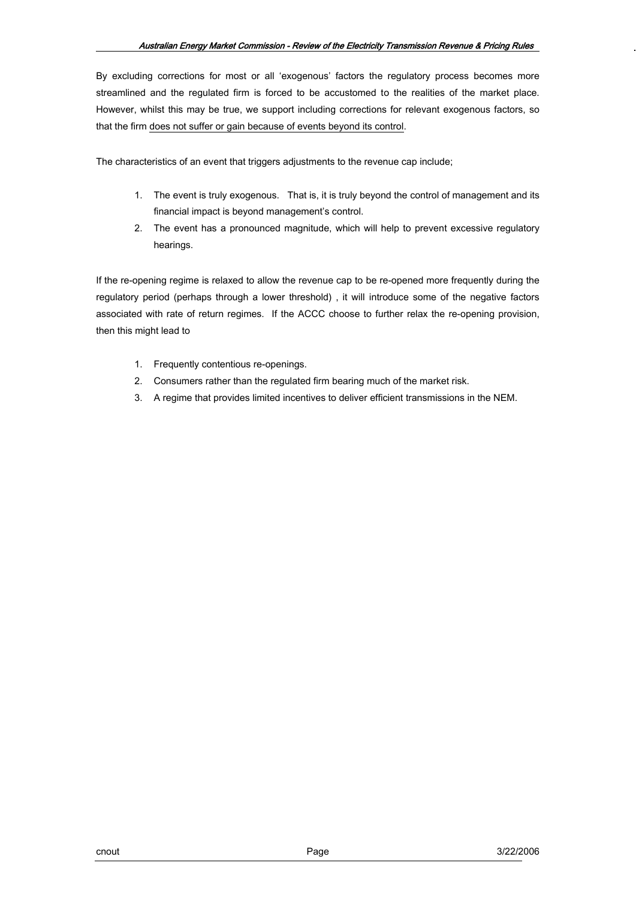By excluding corrections for most or all 'exogenous' factors the regulatory process becomes more streamlined and the regulated firm is forced to be accustomed to the realities of the market place. However, whilst this may be true, we support including corrections for relevant exogenous factors, so that the firm <u>does not suffer or gain because of events beyond its control</u>.

The characteristics of an event that triggers adjustments to the revenue cap include;

1. The event is truly exogenous. That is, it is truly beyond the control of management and its financial impact is beyond management's control.
2. The event has a pronounced magnitude, which will help to prevent excessive regulatory hearings.

If the re-opening regime is relaxed to allow the revenue cap to be re-opened more frequently during the regulatory period (perhaps through a lower threshold) , it will introduce some of the negative factors associated with rate of return regimes. If the ACCC choose to further relax the re-opening provision, then this might lead to

1. Frequently contentious re-openings.
2. Consumers rather than the regulated firm bearing much of the market risk.
3. A regime that provides limited incentives to deliver efficient transmissions in the NEM.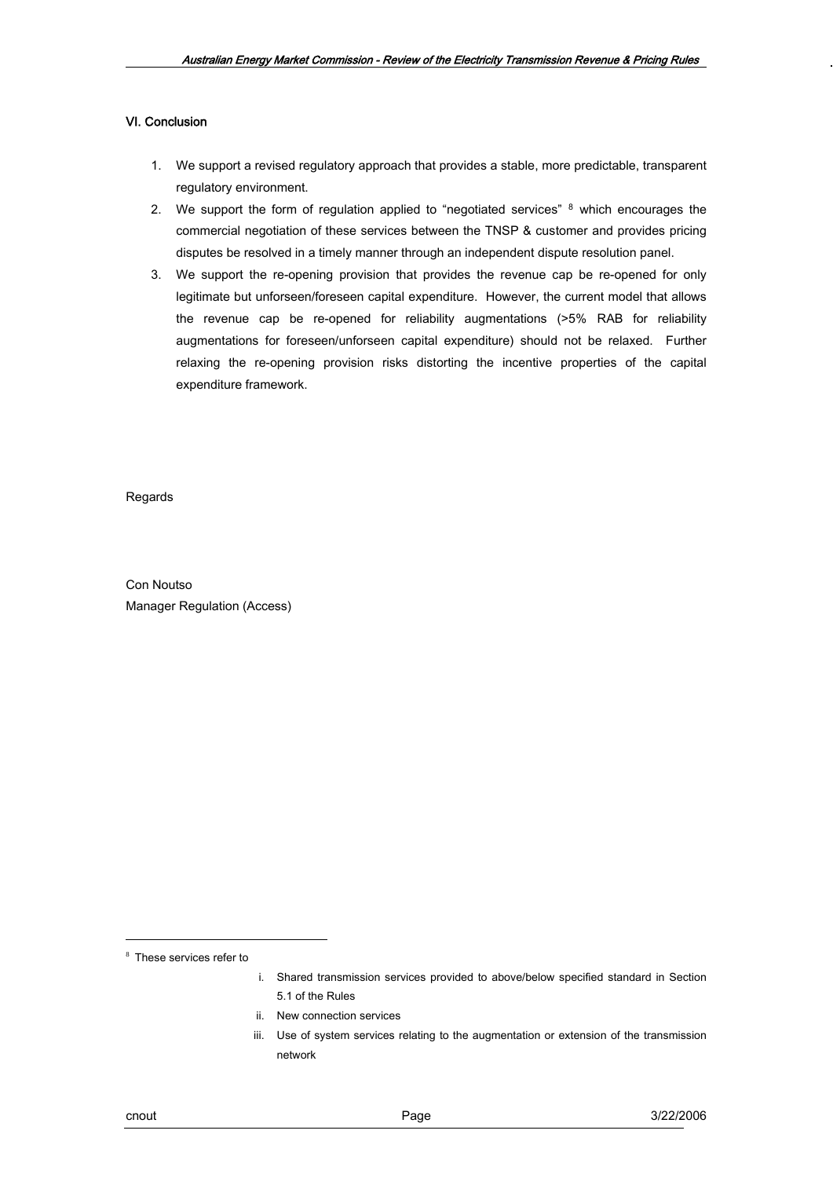### VI. Conclusion

1. We support a revised regulatory approach that provides a stable, more predictable, transparent regulatory environment.
2. We support the form of regulation applied to "negotiated services" [8] which encourages the commercial negotiation of these services between the TNSP & customer and provides pricing disputes be resolved in a timely manner through an independent dispute resolution panel.
3. We support the re-opening provision that provides the revenue cap be re-opened for only legitimate but unforseen/foreseen capital expenditure. However, the current model that allows the revenue cap be re-opened for reliability augmentations (>5% RAB for reliability augmentations for foreseen/unforseen capital expenditure) should not be relaxed. Further relaxing the re-opening provision risks distorting the incentive properties of the capital expenditure framework.

Regards

Con Noutso
Manager Regulation (Access)

---

[8] These services refer to

i. Shared transmission services provided to above/below specified standard in Section 5.1 of the Rules
ii. New connection services
iii. Use of system services relating to the augmentation or extension of the transmission network